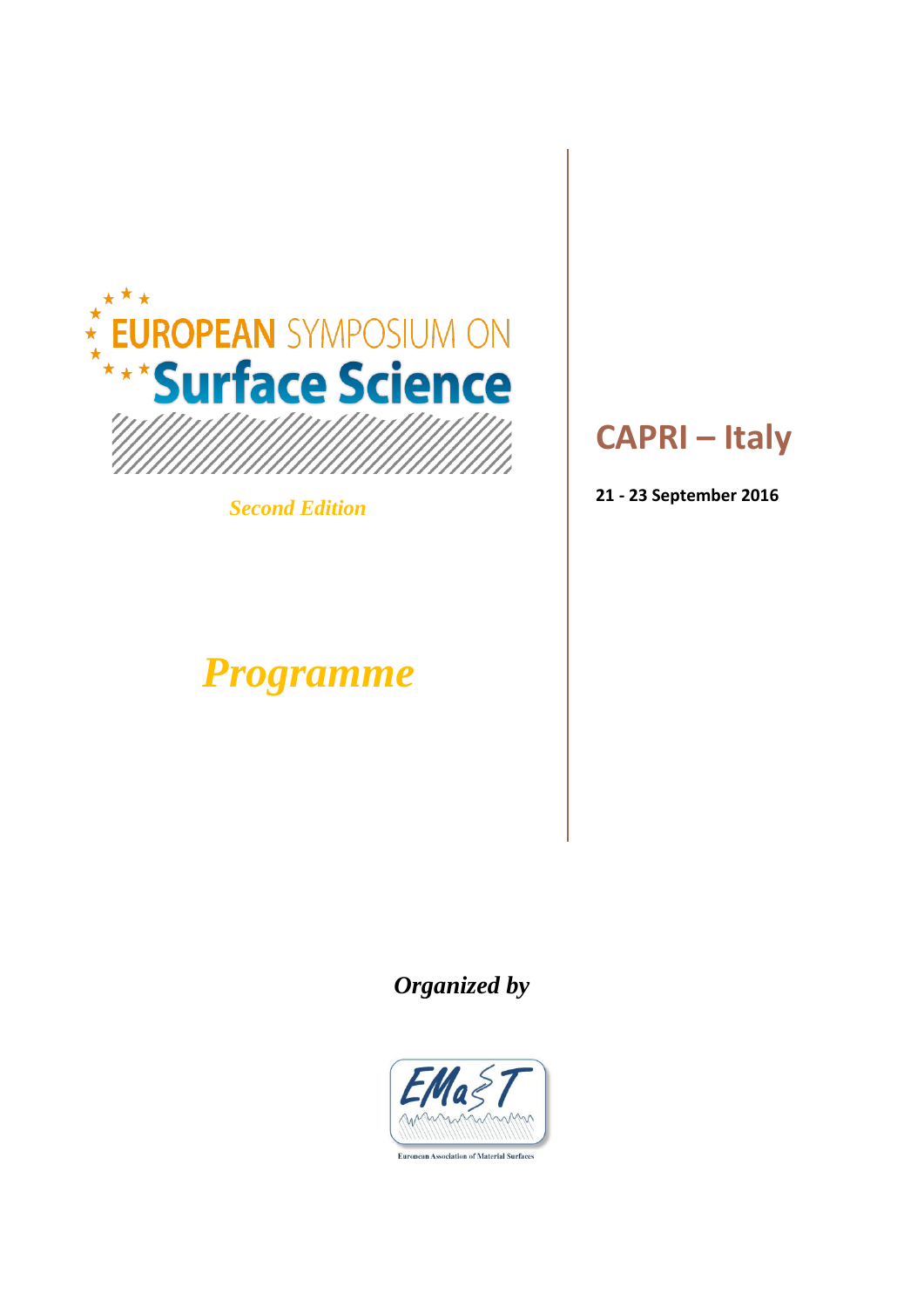# EUROPEAN SYMPOSIUM ON Surface Science

*Second Edition*

## CAPRI – Italy

**21 - 23 September 2016**

# *Programme*

***Organized by***

EMaST

European Association of Material Surfaces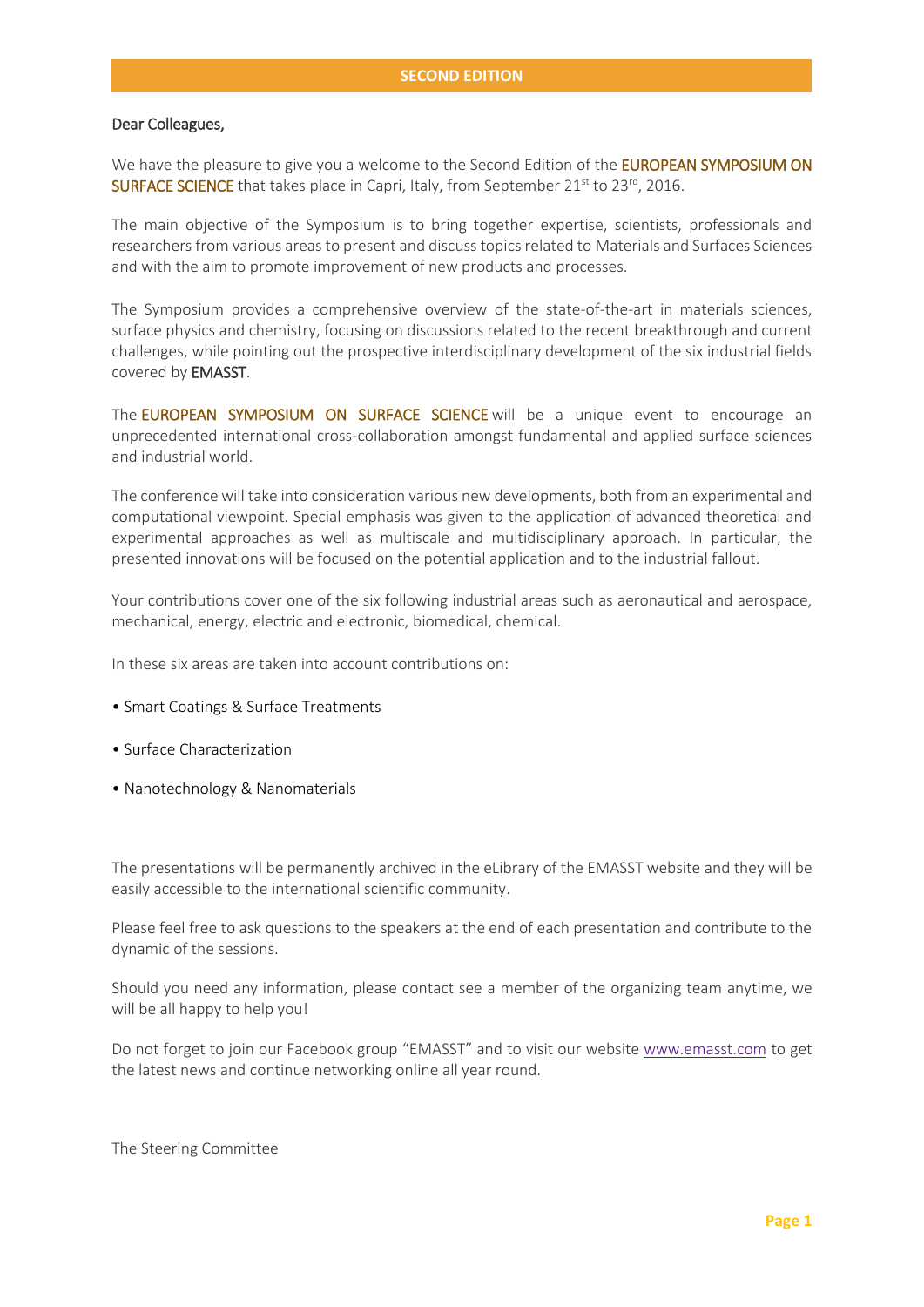## SECOND EDITION

Dear Colleagues,

We have the pleasure to give you a welcome to the Second Edition of the **EUROPEAN SYMPOSIUM ON SURFACE SCIENCE** that takes place in Capri, Italy, from September 21st to 23rd, 2016.

The main objective of the Symposium is to bring together expertise, scientists, professionals and researchers from various areas to present and discuss topics related to Materials and Surfaces Sciences and with the aim to promote improvement of new products and processes.

The Symposium provides a comprehensive overview of the state-of-the-art in materials sciences, surface physics and chemistry, focusing on discussions related to the recent breakthrough and current challenges, while pointing out the prospective interdisciplinary development of the six industrial fields covered by EMASST.

The **EUROPEAN SYMPOSIUM ON SURFACE SCIENCE** will be a unique event to encourage an unprecedented international cross-collaboration amongst fundamental and applied surface sciences and industrial world.

The conference will take into consideration various new developments, both from an experimental and computational viewpoint. Special emphasis was given to the application of advanced theoretical and experimental approaches as well as multiscale and multidisciplinary approach. In particular, the presented innovations will be focused on the potential application and to the industrial fallout.

Your contributions cover one of the six following industrial areas such as aeronautical and aerospace, mechanical, energy, electric and electronic, biomedical, chemical.

In these six areas are taken into account contributions on:

- Smart Coatings & Surface Treatments
- Surface Characterization
- Nanotechnology & Nanomaterials

The presentations will be permanently archived in the eLibrary of the EMASST website and they will be easily accessible to the international scientific community.

Please feel free to ask questions to the speakers at the end of each presentation and contribute to the dynamic of the sessions.

Should you need any information, please contact see a member of the organizing team anytime, we will be all happy to help you!

Do not forget to join our Facebook group "EMASST" and to visit our website www.emasst.com to get the latest news and continue networking online all year round.

The Steering Committee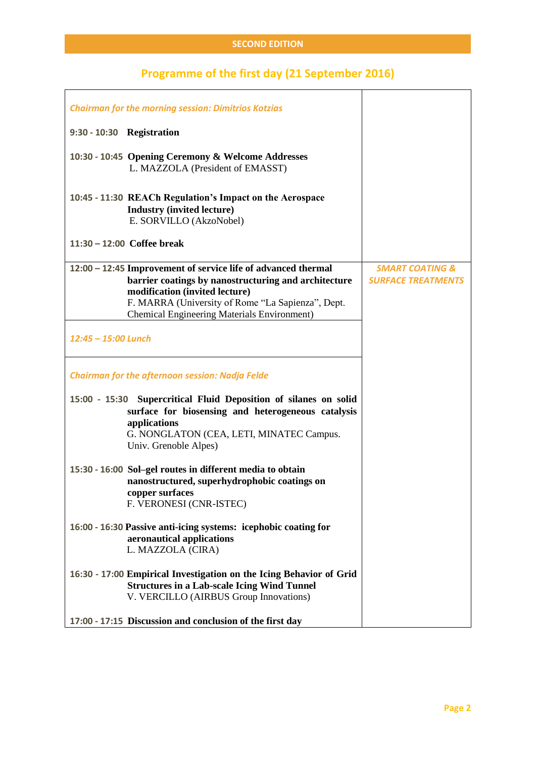SECOND EDITION

## Programme of the first day (21 September 2016)

| Programme | Session |
|---|---|
| *Chairman for the morning session: Dimitrios Kotzias*<br><br>9:30 - 10:30 **Registration**<br><br>10:30 - 10:45 **Opening Ceremony & Welcome Addresses**<br>L. MAZZOLA (President of EMASST)<br><br>10:45 - 11:30 **REACh Regulation's Impact on the Aerospace Industry (invited lecture)**<br>E. SORVILLO (AkzoNobel)<br><br>11:30 – 12:00 **Coffee break** | |
| 12:00 – 12:45 **Improvement of service life of advanced thermal barrier coatings by nanostructuring and architecture modification (invited lecture)**<br>F. MARRA (University of Rome "La Sapienza", Dept. Chemical Engineering Materials Environment) | *SMART COATING & SURFACE TREATMENTS* |
| *12:45 – 15:00 Lunch* | |
| *Chairman for the afternoon session: Nadja Felde*<br><br>15:00 - 15:30 **Supercritical Fluid Deposition of silanes on solid surface for biosensing and heterogeneous catalysis applications**<br>G. NONGLATON (CEA, LETI, MINATEC Campus. Univ. Grenoble Alpes)<br><br>15:30 - 16:00 **Sol–gel routes in different media to obtain nanostructured, superhydrophobic coatings on copper surfaces**<br>F. VERONESI (CNR-ISTEC)<br><br>16:00 - 16:30 **Passive anti-icing systems: icephobic coating for aeronautical applications**<br>L. MAZZOLA (CIRA)<br><br>16:30 - 17:00 **Empirical Investigation on the Icing Behavior of Grid Structures in a Lab-scale Icing Wind Tunnel**<br>V. VERCILLO (AIRBUS Group Innovations)<br><br>17:00 - 17:15 **Discussion and conclusion of the first day** | |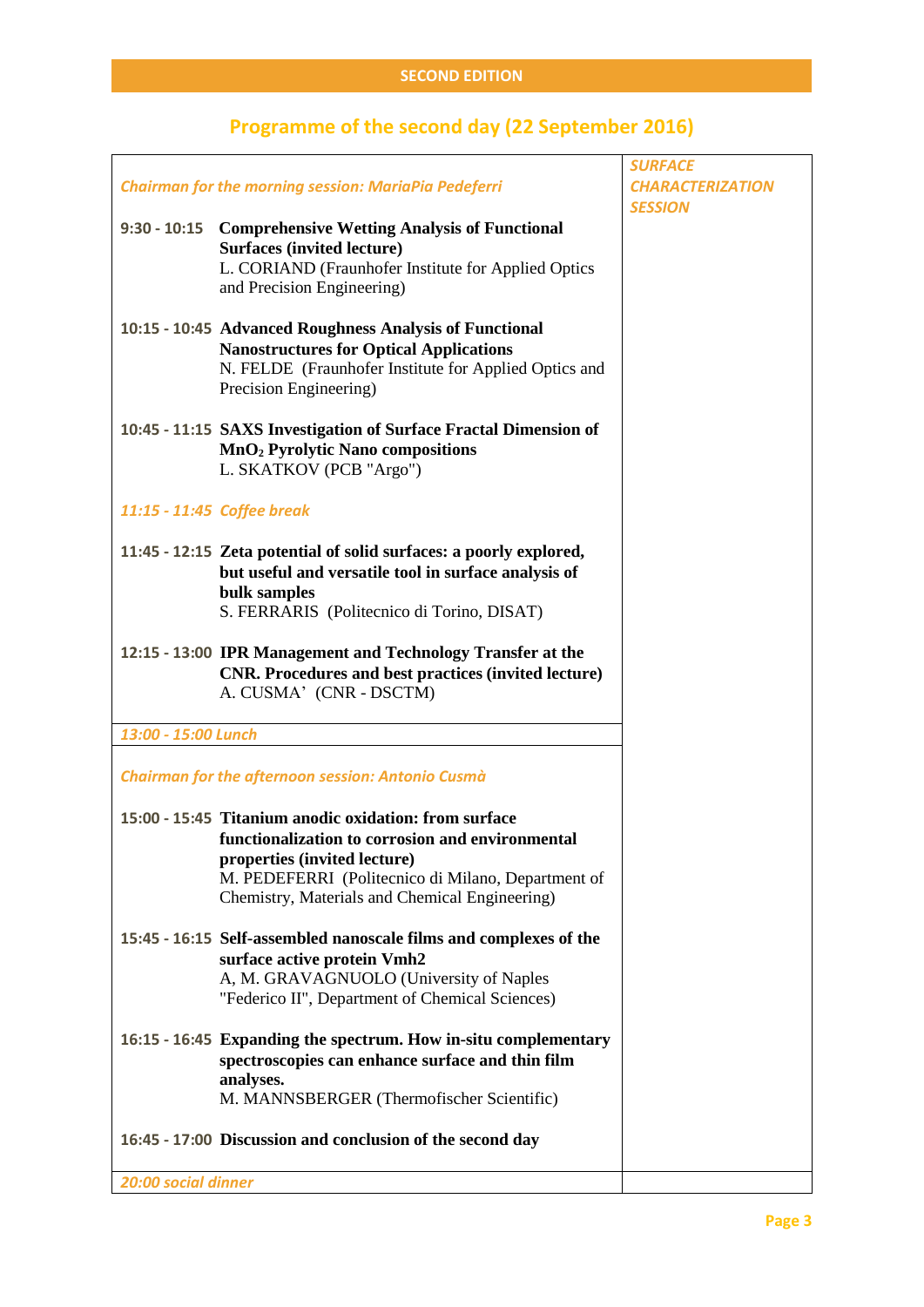**SECOND EDITION**

## Programme of the second day (22 September 2016)

*SURFACE CHARACTERIZATION SESSION*

*Chairman for the morning session: MariaPia Pedeferri*

**9:30 - 10:15** **Comprehensive Wetting Analysis of Functional Surfaces (invited lecture)**
L. CORIAND (Fraunhofer Institute for Applied Optics and Precision Engineering)

**10:15 - 10:45** **Advanced Roughness Analysis of Functional Nanostructures for Optical Applications**
N. FELDE (Fraunhofer Institute for Applied Optics and Precision Engineering)

**10:45 - 11:15** **SAXS Investigation of Surface Fractal Dimension of $MnO_2$ Pyrolytic Nano compositions**
L. SKATKOV (PCB "Argo")

*11:15 - 11:45 Coffee break*

**11:45 - 12:15** **Zeta potential of solid surfaces: a poorly explored, but useful and versatile tool in surface analysis of bulk samples**
S. FERRARIS (Politecnico di Torino, DISAT)

**12:15 - 13:00** **IPR Management and Technology Transfer at the CNR. Procedures and best practices (invited lecture)**
A. CUSMA' (CNR - DSCTM)

*13:00 - 15:00 Lunch*

*Chairman for the afternoon session: Antonio Cusmà*

**15:00 - 15:45** **Titanium anodic oxidation: from surface functionalization to corrosion and environmental properties (invited lecture)**
M. PEDEFERRI (Politecnico di Milano, Department of Chemistry, Materials and Chemical Engineering)

**15:45 - 16:15** **Self-assembled nanoscale films and complexes of the surface active protein Vmh2**
A, M. GRAVAGNUOLO (University of Naples "Federico II", Department of Chemical Sciences)

**16:15 - 16:45** **Expanding the spectrum. How in-situ complementary spectroscopies can enhance surface and thin film analyses.**
M. MANNSBERGER (Thermofischer Scientific)

**16:45 - 17:00** **Discussion and conclusion of the second day**

*20:00 social dinner*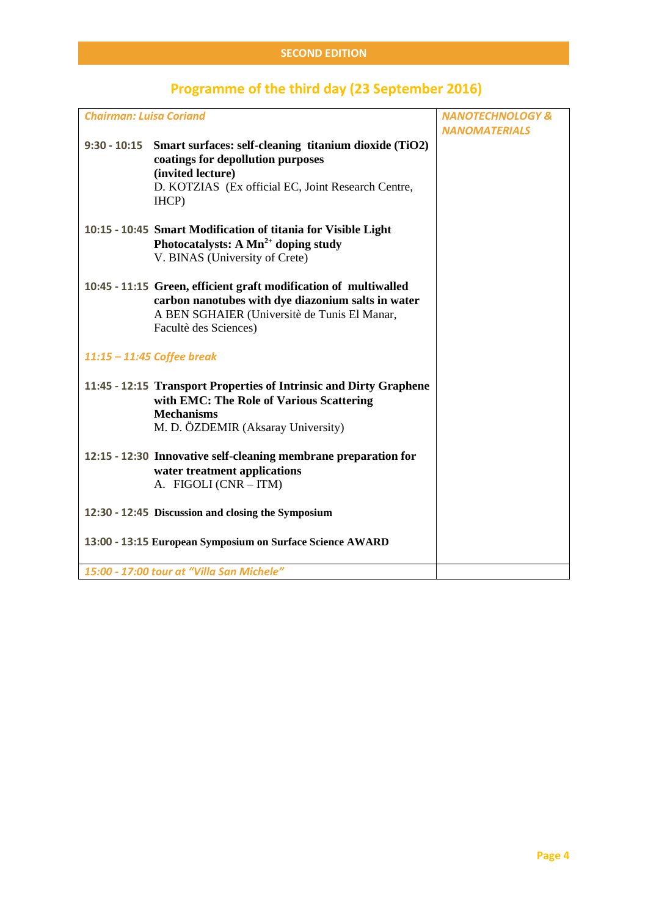## Programme of the third day (23 September 2016)

| *Chairman: Luisa Coriand* | *NANOTECHNOLOGY & NANOMATERIALS* |
|---|---|
| 9:30 - 10:15 **Smart surfaces: self-cleaning titanium dioxide (TiO2) coatings for depollution purposes (invited lecture)** D. KOTZIAS (Ex official EC, Joint Research Centre, IHCP) | |
| 10:15 - 10:45 **Smart Modification of titania for Visible Light Photocatalysts: A $Mn^{2+}$ doping study** V. BINAS (University of Crete) | |
| 10:45 - 11:15 **Green, efficient graft modification of multiwalled carbon nanotubes with dye diazonium salts in water** A BEN SGHAIER (Universitè de Tunis El Manar, Facultè des Sciences) | |
| *11:15 – 11:45 Coffee break* | |
| 11:45 - 12:15 **Transport Properties of Intrinsic and Dirty Graphene with EMC: The Role of Various Scattering Mechanisms** M. D. ÖZDEMIR (Aksaray University) | |
| 12:15 - 12:30 **Innovative self-cleaning membrane preparation for water treatment applications** A. FIGOLI (CNR – ITM) | |
| 12:30 - 12:45 **Discussion and closing the Symposium** | |
| 13:00 - 13:15 **European Symposium on Surface Science AWARD** | |
| *15:00 - 17:00 tour at "Villa San Michele"* | |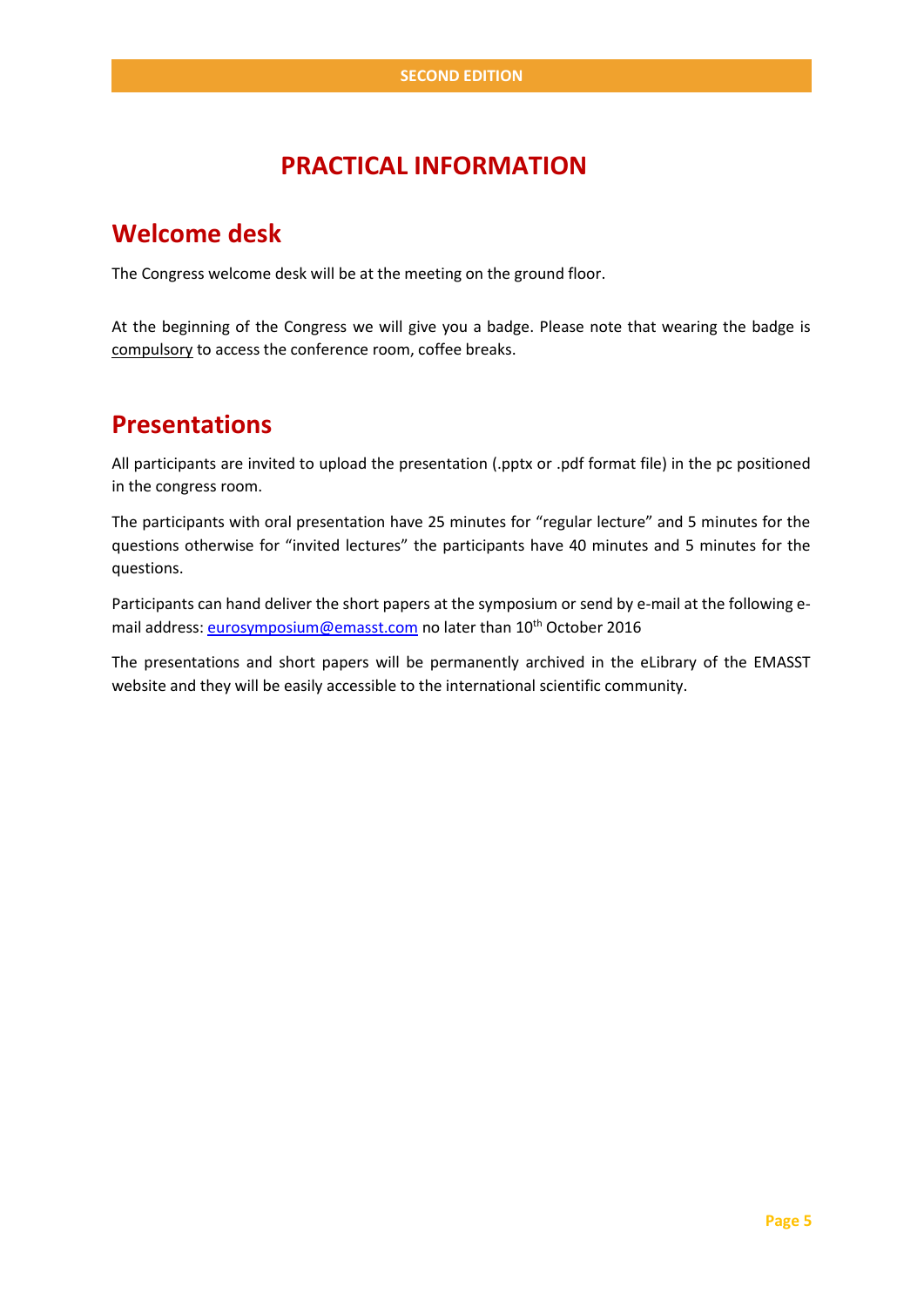# PRACTICAL INFORMATION

## Welcome desk

The Congress welcome desk will be at the meeting on the ground floor.

At the beginning of the Congress we will give you a badge. Please note that wearing the badge is compulsory to access the conference room, coffee breaks.

## Presentations

All participants are invited to upload the presentation (.pptx or .pdf format file) in the pc positioned in the congress room.

The participants with oral presentation have 25 minutes for "regular lecture" and 5 minutes for the questions otherwise for "invited lectures" the participants have 40 minutes and 5 minutes for the questions.

Participants can hand deliver the short papers at the symposium or send by e-mail at the following e-mail address: eurosymposium@emasst.com no later than 10th October 2016

The presentations and short papers will be permanently archived in the eLibrary of the EMASST website and they will be easily accessible to the international scientific community.